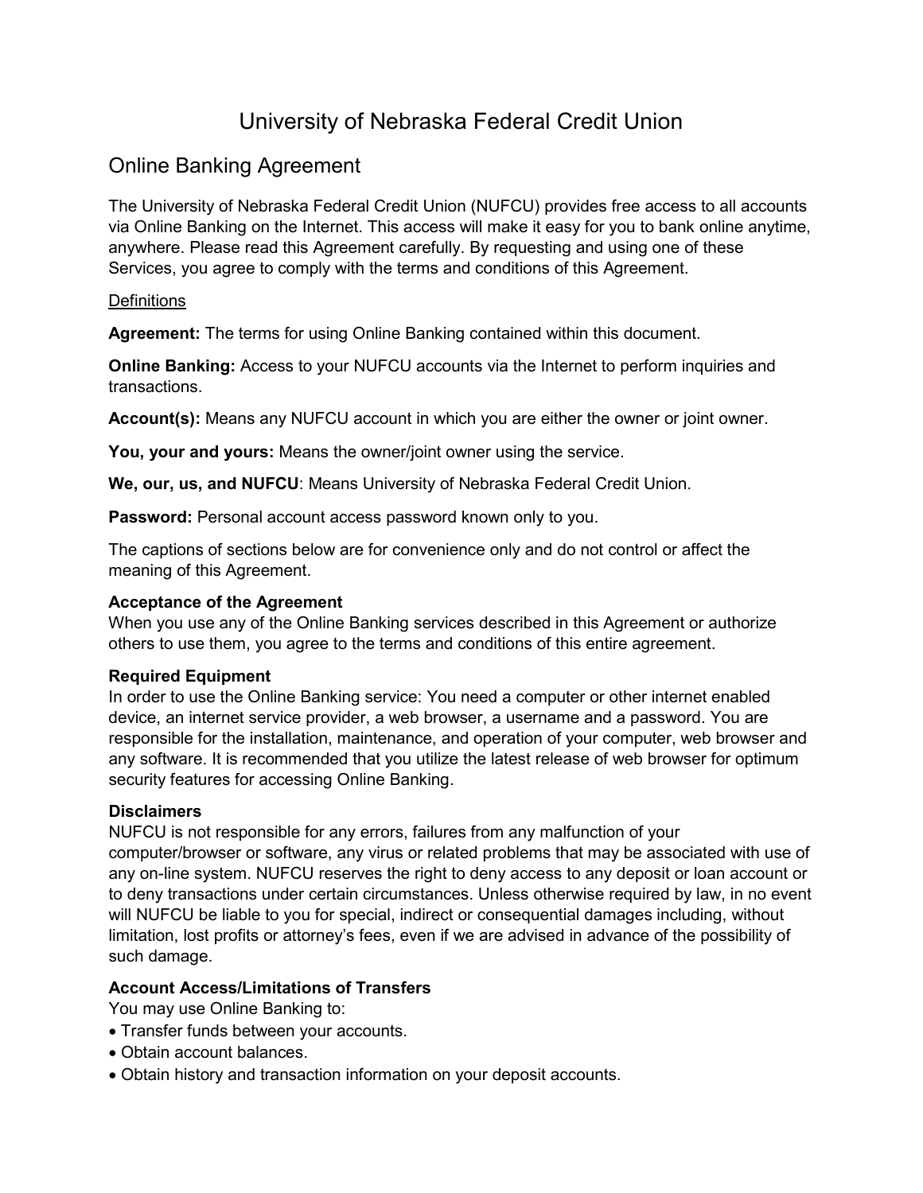# University of Nebraska Federal Credit Union

## Online Banking Agreement

The University of Nebraska Federal Credit Union (NUFCU) provides free access to all accounts via Online Banking on the Internet. This access will make it easy for you to bank online anytime, anywhere. Please read this Agreement carefully. By requesting and using one of these Services, you agree to comply with the terms and conditions of this Agreement.

<u>Definitions</u>

**Agreement:** The terms for using Online Banking contained within this document.

**Online Banking:** Access to your NUFCU accounts via the Internet to perform inquiries and transactions.

**Account(s):** Means any NUFCU account in which you are either the owner or joint owner.

**You, your and yours:** Means the owner/joint owner using the service.

**We, our, us, and NUFCU**: Means University of Nebraska Federal Credit Union.

**Password:** Personal account access password known only to you.

The captions of sections below are for convenience only and do not control or affect the meaning of this Agreement.

**Acceptance of the Agreement**
When you use any of the Online Banking services described in this Agreement or authorize others to use them, you agree to the terms and conditions of this entire agreement.

**Required Equipment**
In order to use the Online Banking service: You need a computer or other internet enabled device, an internet service provider, a web browser, a username and a password. You are responsible for the installation, maintenance, and operation of your computer, web browser and any software. It is recommended that you utilize the latest release of web browser for optimum security features for accessing Online Banking.

**Disclaimers**
NUFCU is not responsible for any errors, failures from any malfunction of your computer/browser or software, any virus or related problems that may be associated with use of any on-line system. NUFCU reserves the right to deny access to any deposit or loan account or to deny transactions under certain circumstances. Unless otherwise required by law, in no event will NUFCU be liable to you for special, indirect or consequential damages including, without limitation, lost profits or attorney's fees, even if we are advised in advance of the possibility of such damage.

**Account Access/Limitations of Transfers**
You may use Online Banking to:

- Transfer funds between your accounts.
- Obtain account balances.
- Obtain history and transaction information on your deposit accounts.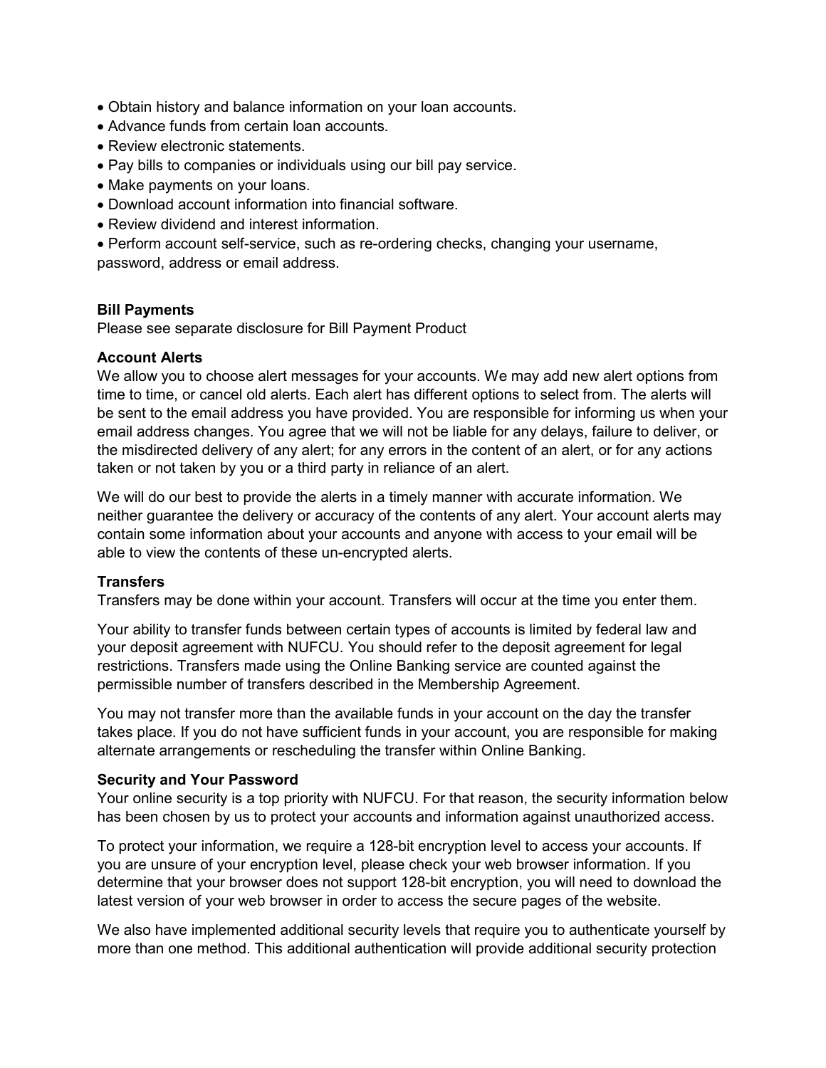- Obtain history and balance information on your loan accounts.
- Advance funds from certain loan accounts.
- Review electronic statements.
- Pay bills to companies or individuals using our bill pay service.
- Make payments on your loans.
- Download account information into financial software.
- Review dividend and interest information.
- Perform account self-service, such as re-ordering checks, changing your username, password, address or email address.

**Bill Payments**
Please see separate disclosure for Bill Payment Product

**Account Alerts**
We allow you to choose alert messages for your accounts. We may add new alert options from time to time, or cancel old alerts. Each alert has different options to select from. The alerts will be sent to the email address you have provided. You are responsible for informing us when your email address changes. You agree that we will not be liable for any delays, failure to deliver, or the misdirected delivery of any alert; for any errors in the content of an alert, or for any actions taken or not taken by you or a third party in reliance of an alert.

We will do our best to provide the alerts in a timely manner with accurate information. We neither guarantee the delivery or accuracy of the contents of any alert. Your account alerts may contain some information about your accounts and anyone with access to your email will be able to view the contents of these un-encrypted alerts.

**Transfers**
Transfers may be done within your account. Transfers will occur at the time you enter them.

Your ability to transfer funds between certain types of accounts is limited by federal law and your deposit agreement with NUFCU. You should refer to the deposit agreement for legal restrictions. Transfers made using the Online Banking service are counted against the permissible number of transfers described in the Membership Agreement.

You may not transfer more than the available funds in your account on the day the transfer takes place. If you do not have sufficient funds in your account, you are responsible for making alternate arrangements or rescheduling the transfer within Online Banking.

**Security and Your Password**
Your online security is a top priority with NUFCU. For that reason, the security information below has been chosen by us to protect your accounts and information against unauthorized access.

To protect your information, we require a 128-bit encryption level to access your accounts. If you are unsure of your encryption level, please check your web browser information. If you determine that your browser does not support 128-bit encryption, you will need to download the latest version of your web browser in order to access the secure pages of the website.

We also have implemented additional security levels that require you to authenticate yourself by more than one method. This additional authentication will provide additional security protection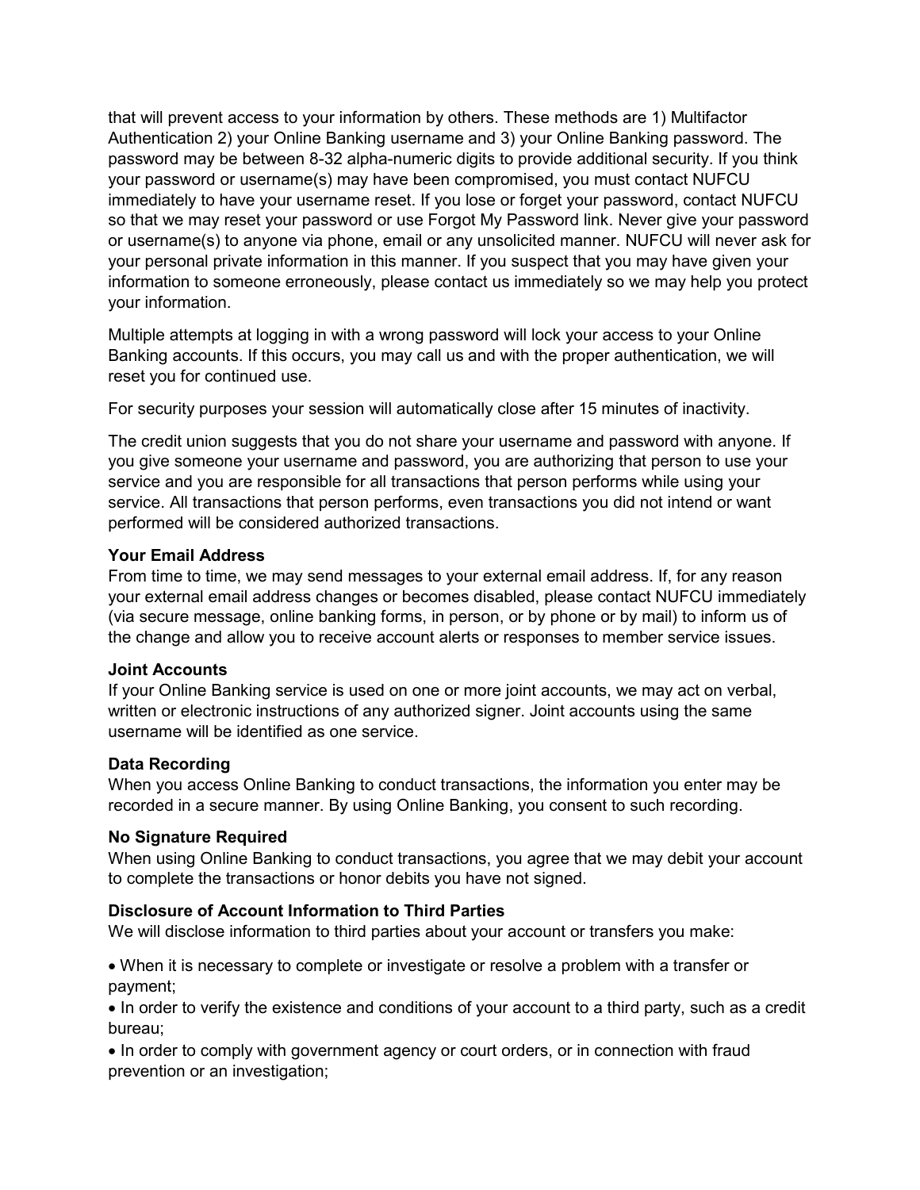that will prevent access to your information by others. These methods are 1) Multifactor Authentication 2) your Online Banking username and 3) your Online Banking password. The password may be between 8-32 alpha-numeric digits to provide additional security. If you think your password or username(s) may have been compromised, you must contact NUFCU immediately to have your username reset. If you lose or forget your password, contact NUFCU so that we may reset your password or use Forgot My Password link. Never give your password or username(s) to anyone via phone, email or any unsolicited manner. NUFCU will never ask for your personal private information in this manner. If you suspect that you may have given your information to someone erroneously, please contact us immediately so we may help you protect your information.

Multiple attempts at logging in with a wrong password will lock your access to your Online Banking accounts. If this occurs, you may call us and with the proper authentication, we will reset you for continued use.

For security purposes your session will automatically close after 15 minutes of inactivity.

The credit union suggests that you do not share your username and password with anyone. If you give someone your username and password, you are authorizing that person to use your service and you are responsible for all transactions that person performs while using your service. All transactions that person performs, even transactions you did not intend or want performed will be considered authorized transactions.

**Your Email Address**
From time to time, we may send messages to your external email address. If, for any reason your external email address changes or becomes disabled, please contact NUFCU immediately (via secure message, online banking forms, in person, or by phone or by mail) to inform us of the change and allow you to receive account alerts or responses to member service issues.

**Joint Accounts**
If your Online Banking service is used on one or more joint accounts, we may act on verbal, written or electronic instructions of any authorized signer. Joint accounts using the same username will be identified as one service.

**Data Recording**
When you access Online Banking to conduct transactions, the information you enter may be recorded in a secure manner. By using Online Banking, you consent to such recording.

**No Signature Required**
When using Online Banking to conduct transactions, you agree that we may debit your account to complete the transactions or honor debits you have not signed.

**Disclosure of Account Information to Third Parties**
We will disclose information to third parties about your account or transfers you make:

- When it is necessary to complete or investigate or resolve a problem with a transfer or payment;
- In order to verify the existence and conditions of your account to a third party, such as a credit bureau;
- In order to comply with government agency or court orders, or in connection with fraud prevention or an investigation;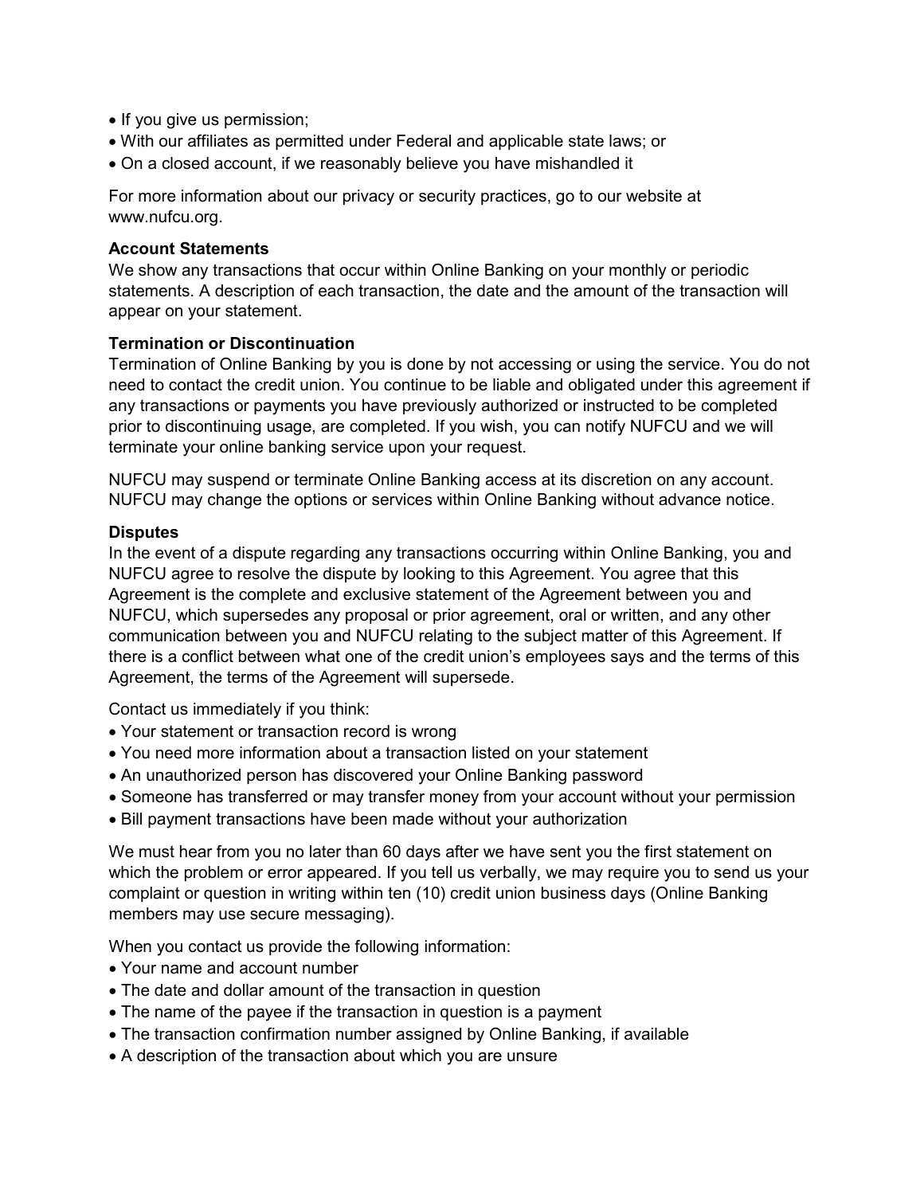- If you give us permission;
- With our affiliates as permitted under Federal and applicable state laws; or
- On a closed account, if we reasonably believe you have mishandled it

For more information about our privacy or security practices, go to our website at www.nufcu.org.

**Account Statements**
We show any transactions that occur within Online Banking on your monthly or periodic statements. A description of each transaction, the date and the amount of the transaction will appear on your statement.

**Termination or Discontinuation**
Termination of Online Banking by you is done by not accessing or using the service. You do not need to contact the credit union. You continue to be liable and obligated under this agreement if any transactions or payments you have previously authorized or instructed to be completed prior to discontinuing usage, are completed. If you wish, you can notify NUFCU and we will terminate your online banking service upon your request.

NUFCU may suspend or terminate Online Banking access at its discretion on any account. NUFCU may change the options or services within Online Banking without advance notice.

**Disputes**
In the event of a dispute regarding any transactions occurring within Online Banking, you and NUFCU agree to resolve the dispute by looking to this Agreement. You agree that this Agreement is the complete and exclusive statement of the Agreement between you and NUFCU, which supersedes any proposal or prior agreement, oral or written, and any other communication between you and NUFCU relating to the subject matter of this Agreement. If there is a conflict between what one of the credit union's employees says and the terms of this Agreement, the terms of the Agreement will supersede.

Contact us immediately if you think:

- Your statement or transaction record is wrong
- You need more information about a transaction listed on your statement
- An unauthorized person has discovered your Online Banking password
- Someone has transferred or may transfer money from your account without your permission
- Bill payment transactions have been made without your authorization

We must hear from you no later than 60 days after we have sent you the first statement on which the problem or error appeared. If you tell us verbally, we may require you to send us your complaint or question in writing within ten (10) credit union business days (Online Banking members may use secure messaging).

When you contact us provide the following information:

- Your name and account number
- The date and dollar amount of the transaction in question
- The name of the payee if the transaction in question is a payment
- The transaction confirmation number assigned by Online Banking, if available
- A description of the transaction about which you are unsure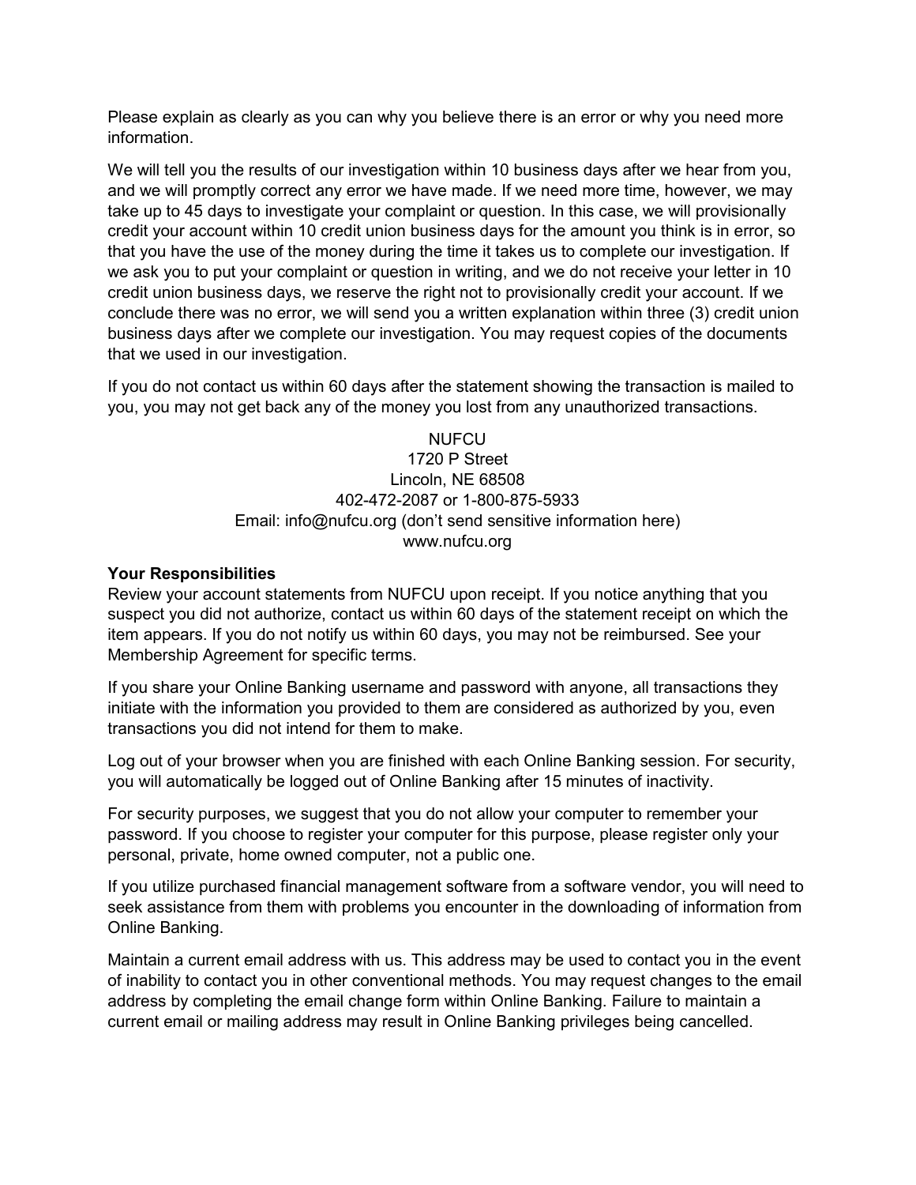Please explain as clearly as you can why you believe there is an error or why you need more information.

We will tell you the results of our investigation within 10 business days after we hear from you, and we will promptly correct any error we have made. If we need more time, however, we may take up to 45 days to investigate your complaint or question. In this case, we will provisionally credit your account within 10 credit union business days for the amount you think is in error, so that you have the use of the money during the time it takes us to complete our investigation. If we ask you to put your complaint or question in writing, and we do not receive your letter in 10 credit union business days, we reserve the right not to provisionally credit your account. If we conclude there was no error, we will send you a written explanation within three (3) credit union business days after we complete our investigation. You may request copies of the documents that we used in our investigation.

If you do not contact us within 60 days after the statement showing the transaction is mailed to you, you may not get back any of the money you lost from any unauthorized transactions.

NUFCU  
1720 P Street  
Lincoln, NE 68508  
402-472-2087 or 1-800-875-5933  
Email: info@nufcu.org (don't send sensitive information here)  
www.nufcu.org

**Your Responsibilities**

Review your account statements from NUFCU upon receipt. If you notice anything that you suspect you did not authorize, contact us within 60 days of the statement receipt on which the item appears. If you do not notify us within 60 days, you may not be reimbursed. See your Membership Agreement for specific terms.

If you share your Online Banking username and password with anyone, all transactions they initiate with the information you provided to them are considered as authorized by you, even transactions you did not intend for them to make.

Log out of your browser when you are finished with each Online Banking session. For security, you will automatically be logged out of Online Banking after 15 minutes of inactivity.

For security purposes, we suggest that you do not allow your computer to remember your password. If you choose to register your computer for this purpose, please register only your personal, private, home owned computer, not a public one.

If you utilize purchased financial management software from a software vendor, you will need to seek assistance from them with problems you encounter in the downloading of information from Online Banking.

Maintain a current email address with us. This address may be used to contact you in the event of inability to contact you in other conventional methods. You may request changes to the email address by completing the email change form within Online Banking. Failure to maintain a current email or mailing address may result in Online Banking privileges being cancelled.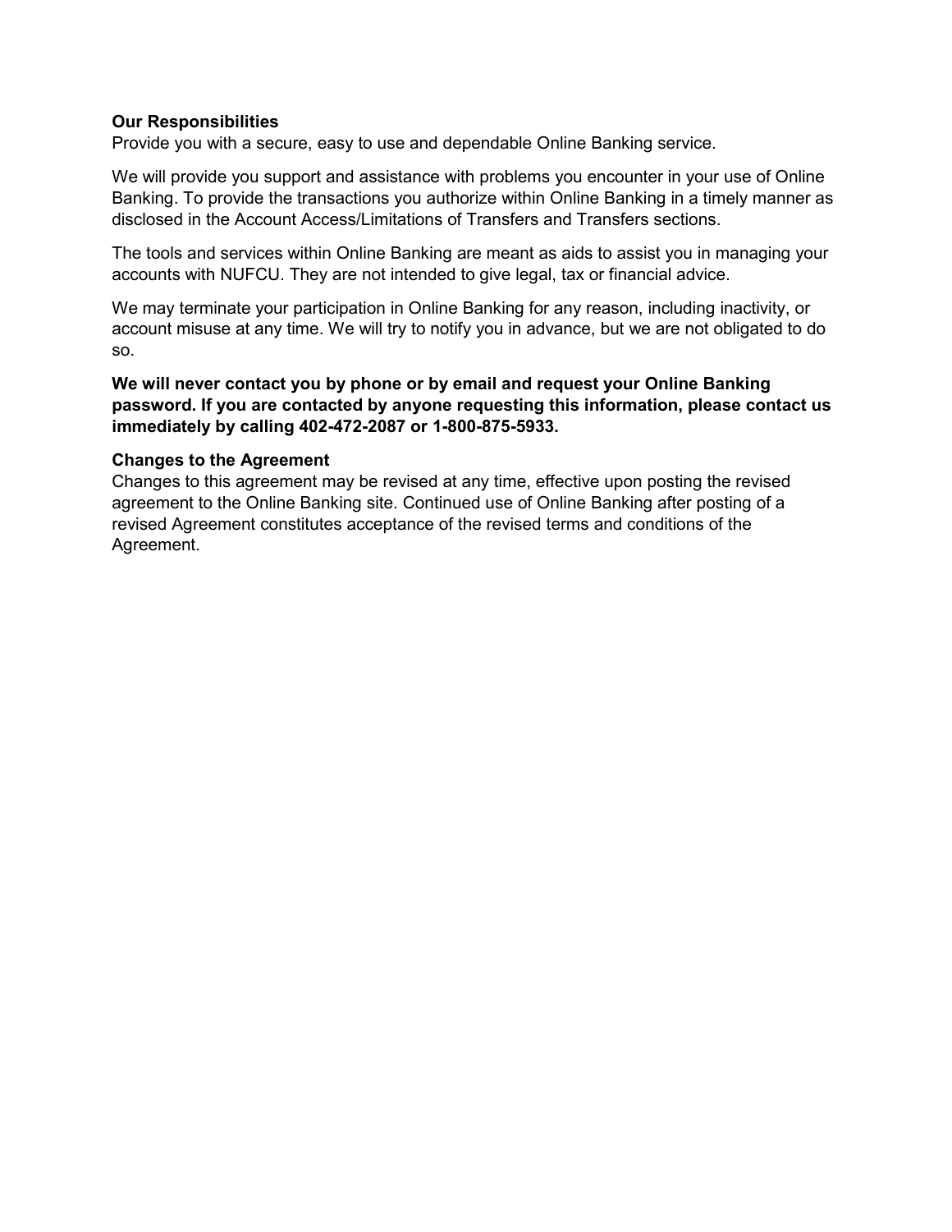**Our Responsibilities**
Provide you with a secure, easy to use and dependable Online Banking service.

We will provide you support and assistance with problems you encounter in your use of Online Banking. To provide the transactions you authorize within Online Banking in a timely manner as disclosed in the Account Access/Limitations of Transfers and Transfers sections.

The tools and services within Online Banking are meant as aids to assist you in managing your accounts with NUFCU. They are not intended to give legal, tax or financial advice.

We may terminate your participation in Online Banking for any reason, including inactivity, or account misuse at any time. We will try to notify you in advance, but we are not obligated to do so.

**We will never contact you by phone or by email and request your Online Banking password. If you are contacted by anyone requesting this information, please contact us immediately by calling 402-472-2087 or 1-800-875-5933.**

**Changes to the Agreement**
Changes to this agreement may be revised at any time, effective upon posting the revised agreement to the Online Banking site. Continued use of Online Banking after posting of a revised Agreement constitutes acceptance of the revised terms and conditions of the Agreement.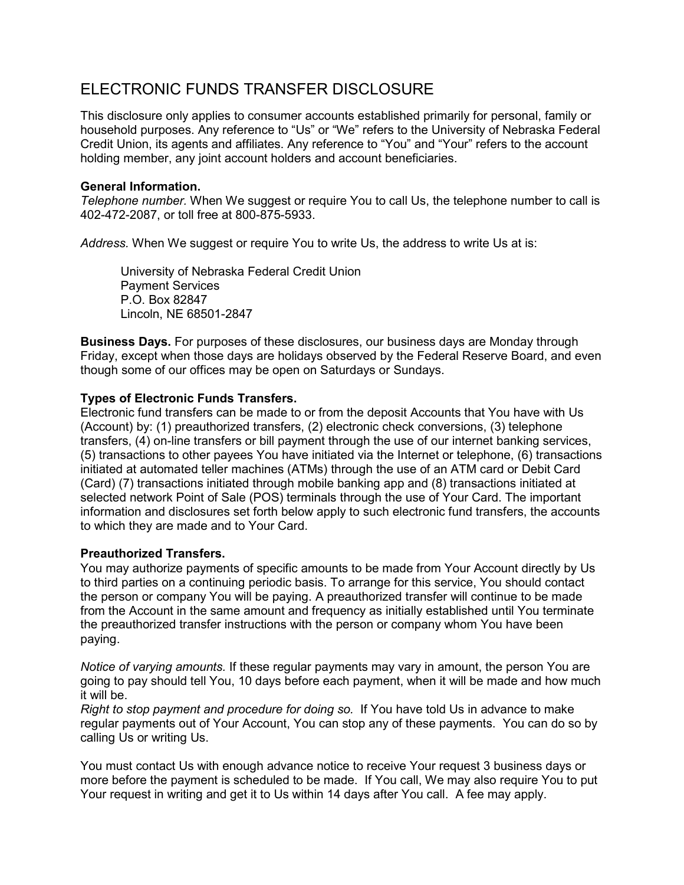# ELECTRONIC FUNDS TRANSFER DISCLOSURE

This disclosure only applies to consumer accounts established primarily for personal, family or household purposes. Any reference to “Us” or “We” refers to the University of Nebraska Federal Credit Union, its agents and affiliates. Any reference to “You” and “Your” refers to the account holding member, any joint account holders and account beneficiaries.

**General Information.**
*Telephone number.* When We suggest or require You to call Us, the telephone number to call is 402-472-2087, or toll free at 800-875-5933.

*Address.* When We suggest or require You to write Us, the address to write Us at is:

> University of Nebraska Federal Credit Union
> Payment Services
> P.O. Box 82847
> Lincoln, NE 68501-2847

**Business Days.** For purposes of these disclosures, our business days are Monday through Friday, except when those days are holidays observed by the Federal Reserve Board, and even though some of our offices may be open on Saturdays or Sundays.

**Types of Electronic Funds Transfers.**
Electronic fund transfers can be made to or from the deposit Accounts that You have with Us (Account) by: (1) preauthorized transfers, (2) electronic check conversions, (3) telephone transfers, (4) on-line transfers or bill payment through the use of our internet banking services, (5) transactions to other payees You have initiated via the Internet or telephone, (6) transactions initiated at automated teller machines (ATMs) through the use of an ATM card or Debit Card (Card) (7) transactions initiated through mobile banking app and (8) transactions initiated at selected network Point of Sale (POS) terminals through the use of Your Card. The important information and disclosures set forth below apply to such electronic fund transfers, the accounts to which they are made and to Your Card.

**Preauthorized Transfers.**
You may authorize payments of specific amounts to be made from Your Account directly by Us to third parties on a continuing periodic basis. To arrange for this service, You should contact the person or company You will be paying. A preauthorized transfer will continue to be made from the Account in the same amount and frequency as initially established until You terminate the preauthorized transfer instructions with the person or company whom You have been paying.

*Notice of varying amounts.* If these regular payments may vary in amount, the person You are going to pay should tell You, 10 days before each payment, when it will be made and how much it will be.
*Right to stop payment and procedure for doing so.* If You have told Us in advance to make regular payments out of Your Account, You can stop any of these payments. You can do so by calling Us or writing Us.

You must contact Us with enough advance notice to receive Your request 3 business days or more before the payment is scheduled to be made. If You call, We may also require You to put Your request in writing and get it to Us within 14 days after You call. A fee may apply.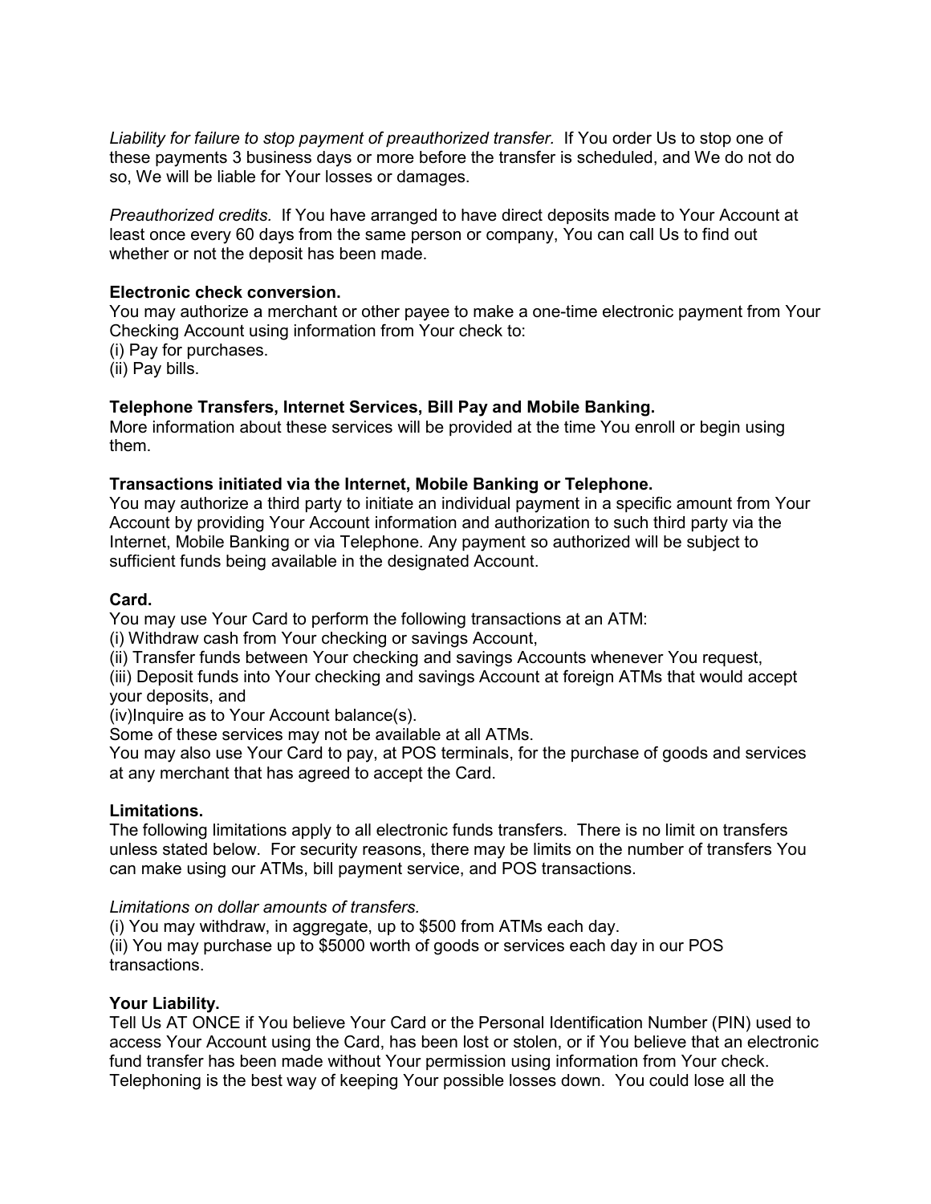*Liability for failure to stop payment of preauthorized transfer.* If You order Us to stop one of these payments 3 business days or more before the transfer is scheduled, and We do not do so, We will be liable for Your losses or damages.

*Preauthorized credits.* If You have arranged to have direct deposits made to Your Account at least once every 60 days from the same person or company, You can call Us to find out whether or not the deposit has been made.

**Electronic check conversion.**
You may authorize a merchant or other payee to make a one-time electronic payment from Your Checking Account using information from Your check to:
(i) Pay for purchases.
(ii) Pay bills.

**Telephone Transfers, Internet Services, Bill Pay and Mobile Banking.**
More information about these services will be provided at the time You enroll or begin using them.

**Transactions initiated via the Internet, Mobile Banking or Telephone.**
You may authorize a third party to initiate an individual payment in a specific amount from Your Account by providing Your Account information and authorization to such third party via the Internet, Mobile Banking or via Telephone. Any payment so authorized will be subject to sufficient funds being available in the designated Account.

**Card.**
You may use Your Card to perform the following transactions at an ATM:
(i) Withdraw cash from Your checking or savings Account,
(ii) Transfer funds between Your checking and savings Accounts whenever You request,
(iii) Deposit funds into Your checking and savings Account at foreign ATMs that would accept your deposits, and
(iv)Inquire as to Your Account balance(s).
Some of these services may not be available at all ATMs.
You may also use Your Card to pay, at POS terminals, for the purchase of goods and services at any merchant that has agreed to accept the Card.

**Limitations.**
The following limitations apply to all electronic funds transfers. There is no limit on transfers unless stated below. For security reasons, there may be limits on the number of transfers You can make using our ATMs, bill payment service, and POS transactions.

*Limitations on dollar amounts of transfers.*
(i) You may withdraw, in aggregate, up to $500 from ATMs each day.
(ii) You may purchase up to $5000 worth of goods or services each day in our POS transactions.

**Your Liability.**
Tell Us AT ONCE if You believe Your Card or the Personal Identification Number (PIN) used to access Your Account using the Card, has been lost or stolen, or if You believe that an electronic fund transfer has been made without Your permission using information from Your check. Telephoning is the best way of keeping Your possible losses down. You could lose all the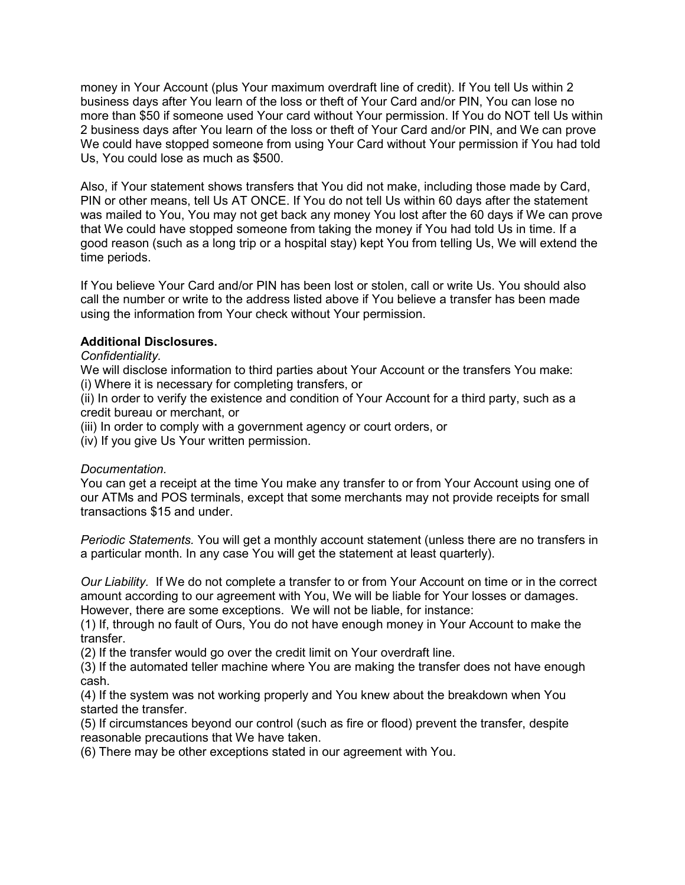money in Your Account (plus Your maximum overdraft line of credit). If You tell Us within 2 business days after You learn of the loss or theft of Your Card and/or PIN, You can lose no more than $50 if someone used Your card without Your permission. If You do NOT tell Us within 2 business days after You learn of the loss or theft of Your Card and/or PIN, and We can prove We could have stopped someone from using Your Card without Your permission if You had told Us, You could lose as much as $500.

Also, if Your statement shows transfers that You did not make, including those made by Card, PIN or other means, tell Us AT ONCE. If You do not tell Us within 60 days after the statement was mailed to You, You may not get back any money You lost after the 60 days if We can prove that We could have stopped someone from taking the money if You had told Us in time. If a good reason (such as a long trip or a hospital stay) kept You from telling Us, We will extend the time periods.

If You believe Your Card and/or PIN has been lost or stolen, call or write Us. You should also call the number or write to the address listed above if You believe a transfer has been made using the information from Your check without Your permission.

**Additional Disclosures.**

*Confidentiality.*

We will disclose information to third parties about Your Account or the transfers You make:
(i) Where it is necessary for completing transfers, or
(ii) In order to verify the existence and condition of Your Account for a third party, such as a credit bureau or merchant, or
(iii) In order to comply with a government agency or court orders, or
(iv) If you give Us Your written permission.

*Documentation.*

You can get a receipt at the time You make any transfer to or from Your Account using one of our ATMs and POS terminals, except that some merchants may not provide receipts for small transactions $15 and under.

*Periodic Statements.* You will get a monthly account statement (unless there are no transfers in a particular month. In any case You will get the statement at least quarterly).

*Our Liability.* If We do not complete a transfer to or from Your Account on time or in the correct amount according to our agreement with You, We will be liable for Your losses or damages. However, there are some exceptions. We will not be liable, for instance:
(1) If, through no fault of Ours, You do not have enough money in Your Account to make the transfer.
(2) If the transfer would go over the credit limit on Your overdraft line.
(3) If the automated teller machine where You are making the transfer does not have enough cash.
(4) If the system was not working properly and You knew about the breakdown when You started the transfer.
(5) If circumstances beyond our control (such as fire or flood) prevent the transfer, despite reasonable precautions that We have taken.
(6) There may be other exceptions stated in our agreement with You.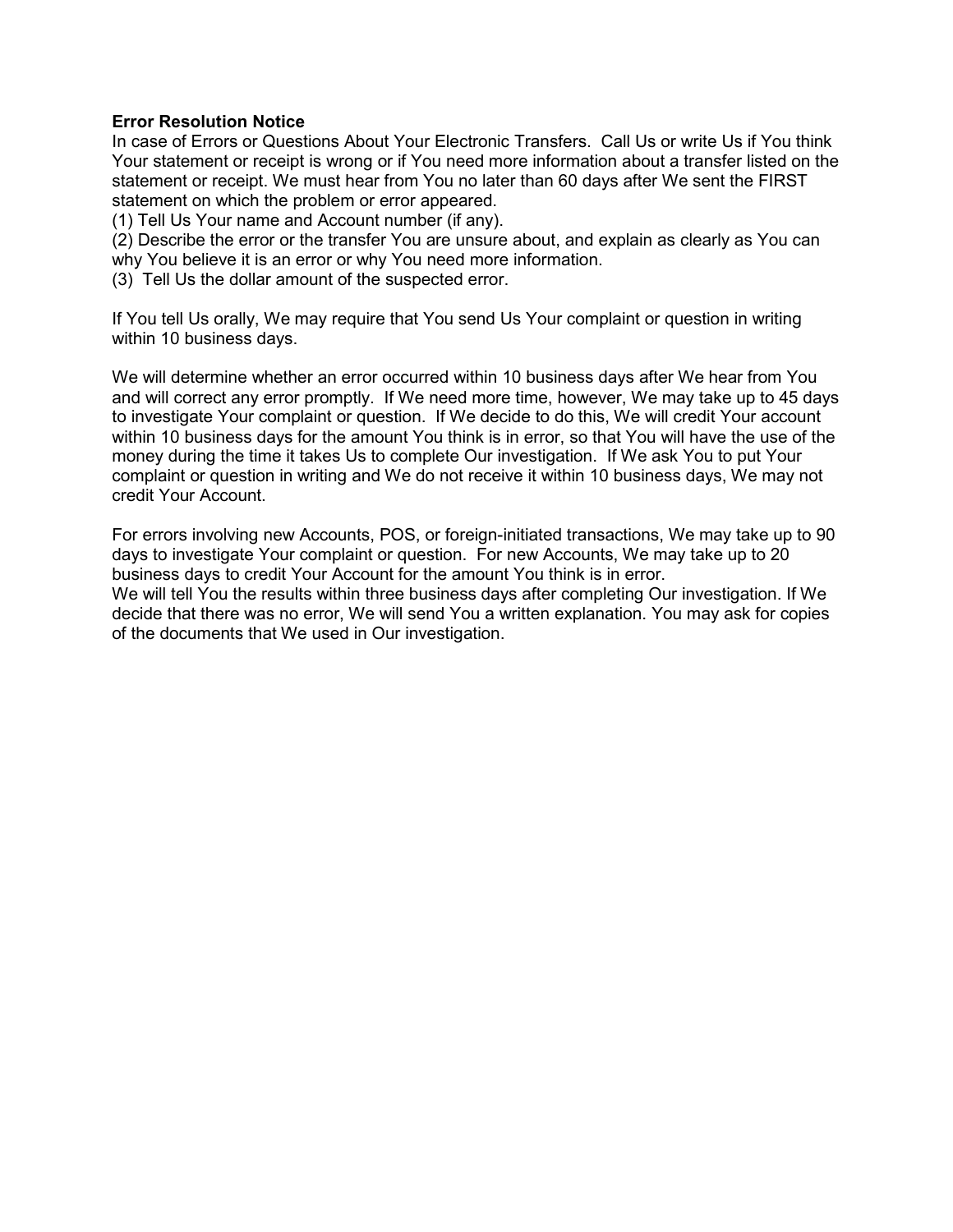**Error Resolution Notice**

In case of Errors or Questions About Your Electronic Transfers. Call Us or write Us if You think Your statement or receipt is wrong or if You need more information about a transfer listed on the statement or receipt. We must hear from You no later than 60 days after We sent the FIRST statement on which the problem or error appeared.

(1) Tell Us Your name and Account number (if any).

(2) Describe the error or the transfer You are unsure about, and explain as clearly as You can why You believe it is an error or why You need more information.

(3) Tell Us the dollar amount of the suspected error.

If You tell Us orally, We may require that You send Us Your complaint or question in writing within 10 business days.

We will determine whether an error occurred within 10 business days after We hear from You and will correct any error promptly. If We need more time, however, We may take up to 45 days to investigate Your complaint or question. If We decide to do this, We will credit Your account within 10 business days for the amount You think is in error, so that You will have the use of the money during the time it takes Us to complete Our investigation. If We ask You to put Your complaint or question in writing and We do not receive it within 10 business days, We may not credit Your Account.

For errors involving new Accounts, POS, or foreign-initiated transactions, We may take up to 90 days to investigate Your complaint or question. For new Accounts, We may take up to 20 business days to credit Your Account for the amount You think is in error.

We will tell You the results within three business days after completing Our investigation. If We decide that there was no error, We will send You a written explanation. You may ask for copies of the documents that We used in Our investigation.